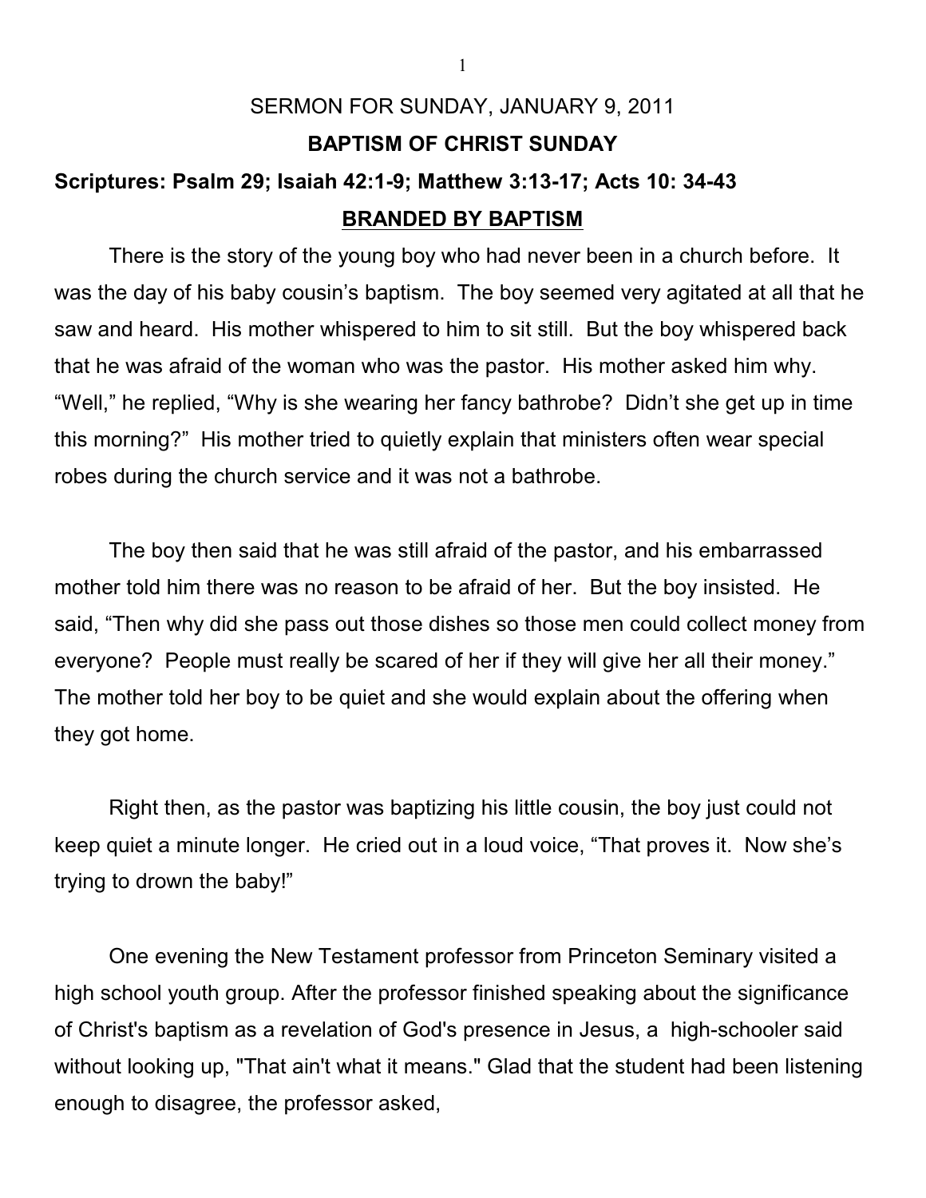# SERMON FOR SUNDAY, JANUARY 9, 2011

## BAPTISM OF CHRIST SUNDAY

**Scriptures: Psalm 29; Isaiah 42:1-9; Matthew 3:13-17; Acts 10: 34-43**

## <u>BRANDED BY BAPTISM</u>

There is the story of the young boy who had never been in a church before. It was the day of his baby cousin's baptism. The boy seemed very agitated at all that he saw and heard. His mother whispered to him to sit still. But the boy whispered back that he was afraid of the woman who was the pastor. His mother asked him why. "Well," he replied, "Why is she wearing her fancy bathrobe? Didn't she get up in time this morning?" His mother tried to quietly explain that ministers often wear special robes during the church service and it was not a bathrobe.

The boy then said that he was still afraid of the pastor, and his embarrassed mother told him there was no reason to be afraid of her. But the boy insisted. He said, "Then why did she pass out those dishes so those men could collect money from everyone? People must really be scared of her if they will give her all their money." The mother told her boy to be quiet and she would explain about the offering when they got home.

Right then, as the pastor was baptizing his little cousin, the boy just could not keep quiet a minute longer. He cried out in a loud voice, "That proves it. Now she's trying to drown the baby!"

One evening the New Testament professor from Princeton Seminary visited a high school youth group. After the professor finished speaking about the significance of Christ's baptism as a revelation of God's presence in Jesus, a high-schooler said without looking up, "That ain't what it means." Glad that the student had been listening enough to disagree, the professor asked,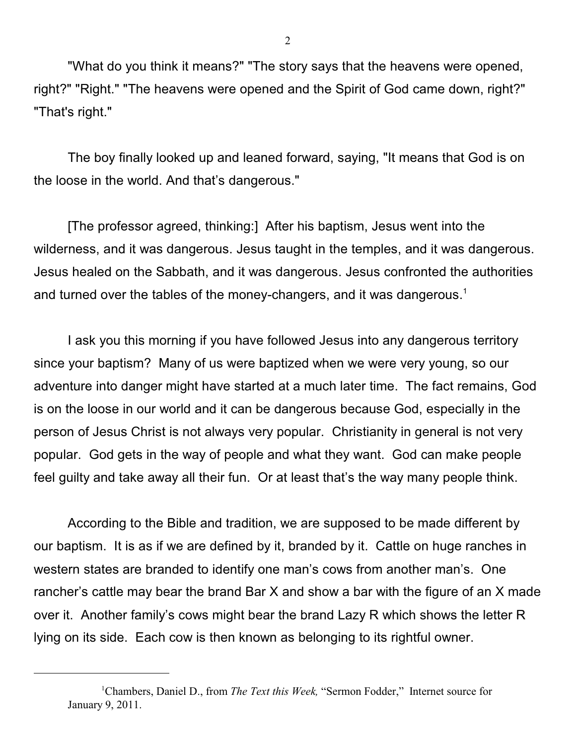"What do you think it means?" "The story says that the heavens were opened, right?" "Right." "The heavens were opened and the Spirit of God came down, right?" "That's right."

The boy finally looked up and leaned forward, saying, "It means that God is on the loose in the world. And that's dangerous."

[The professor agreed, thinking:] After his baptism, Jesus went into the wilderness, and it was dangerous. Jesus taught in the temples, and it was dangerous. Jesus healed on the Sabbath, and it was dangerous. Jesus confronted the authorities and turned over the tables of the money-changers, and it was dangerous.[1]

I ask you this morning if you have followed Jesus into any dangerous territory since your baptism? Many of us were baptized when we were very young, so our adventure into danger might have started at a much later time. The fact remains, God is on the loose in our world and it can be dangerous because God, especially in the person of Jesus Christ is not always very popular. Christianity in general is not very popular. God gets in the way of people and what they want. God can make people feel guilty and take away all their fun. Or at least that's the way many people think.

According to the Bible and tradition, we are supposed to be made different by our baptism. It is as if we are defined by it, branded by it. Cattle on huge ranches in western states are branded to identify one man's cows from another man's. One rancher's cattle may bear the brand Bar X and show a bar with the figure of an X made over it. Another family's cows might bear the brand Lazy R which shows the letter R lying on its side. Each cow is then known as belonging to its rightful owner.

---

[1] Chambers, Daniel D., from *The Text this Week,* "Sermon Fodder," Internet source for January 9, 2011.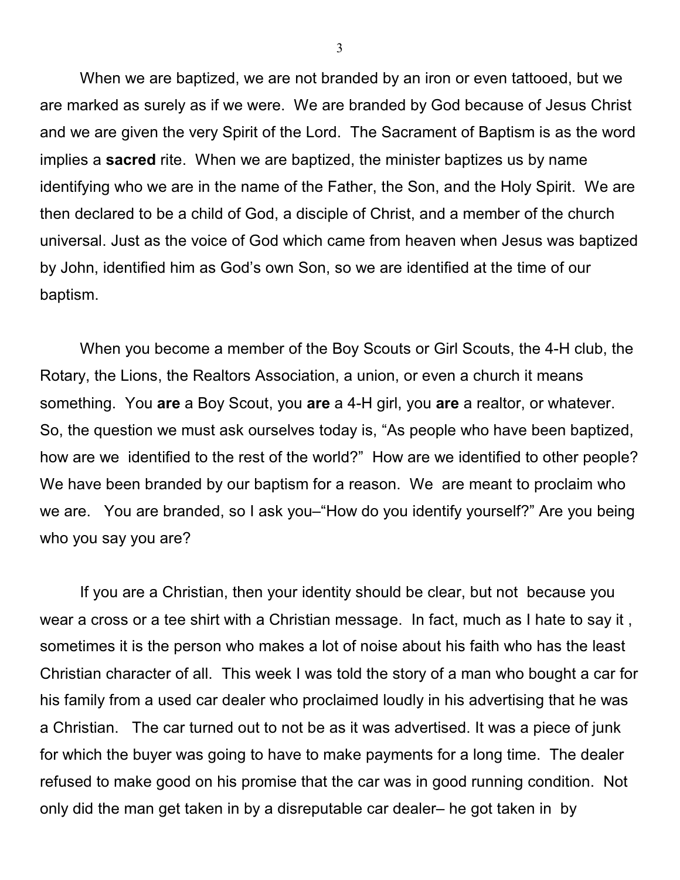When we are baptized, we are not branded by an iron or even tattooed, but we are marked as surely as if we were. We are branded by God because of Jesus Christ and we are given the very Spirit of the Lord. The Sacrament of Baptism is as the word implies a **sacred** rite. When we are baptized, the minister baptizes us by name identifying who we are in the name of the Father, the Son, and the Holy Spirit. We are then declared to be a child of God, a disciple of Christ, and a member of the church universal. Just as the voice of God which came from heaven when Jesus was baptized by John, identified him as God's own Son, so we are identified at the time of our baptism.

When you become a member of the Boy Scouts or Girl Scouts, the 4-H club, the Rotary, the Lions, the Realtors Association, a union, or even a church it means something. You **are** a Boy Scout, you **are** a 4-H girl, you **are** a realtor, or whatever. So, the question we must ask ourselves today is, "As people who have been baptized, how are we identified to the rest of the world?" How are we identified to other people? We have been branded by our baptism for a reason. We are meant to proclaim who we are. You are branded, so I ask you–"How do you identify yourself?" Are you being who you say you are?

If you are a Christian, then your identity should be clear, but not because you wear a cross or a tee shirt with a Christian message. In fact, much as I hate to say it , sometimes it is the person who makes a lot of noise about his faith who has the least Christian character of all. This week I was told the story of a man who bought a car for his family from a used car dealer who proclaimed loudly in his advertising that he was a Christian. The car turned out to not be as it was advertised. It was a piece of junk for which the buyer was going to have to make payments for a long time. The dealer refused to make good on his promise that the car was in good running condition. Not only did the man get taken in by a disreputable car dealer– he got taken in by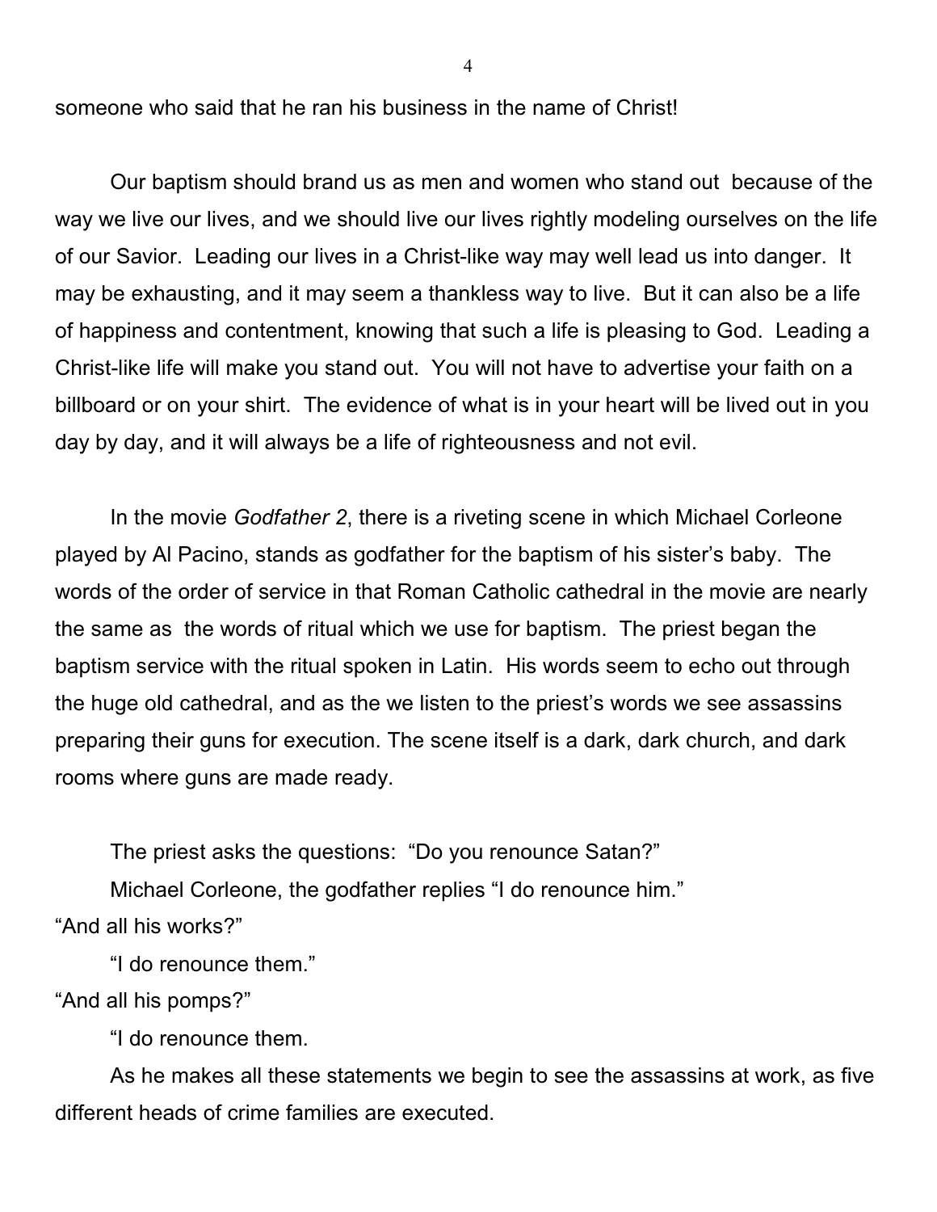someone who said that he ran his business in the name of Christ!

Our baptism should brand us as men and women who stand out because of the way we live our lives, and we should live our lives rightly modeling ourselves on the life of our Savior. Leading our lives in a Christ-like way may well lead us into danger. It may be exhausting, and it may seem a thankless way to live. But it can also be a life of happiness and contentment, knowing that such a life is pleasing to God. Leading a Christ-like life will make you stand out. You will not have to advertise your faith on a billboard or on your shirt. The evidence of what is in your heart will be lived out in you day by day, and it will always be a life of righteousness and not evil.

In the movie *Godfather 2*, there is a riveting scene in which Michael Corleone played by Al Pacino, stands as godfather for the baptism of his sister's baby. The words of the order of service in that Roman Catholic cathedral in the movie are nearly the same as the words of ritual which we use for baptism. The priest began the baptism service with the ritual spoken in Latin. His words seem to echo out through the huge old cathedral, and as the we listen to the priest's words we see assassins preparing their guns for execution. The scene itself is a dark, dark church, and dark rooms where guns are made ready.

The priest asks the questions: "Do you renounce Satan?"

Michael Corleone, the godfather replies "I do renounce him."

"And all his works?"

"I do renounce them."

"And all his pomps?"

"I do renounce them.

As he makes all these statements we begin to see the assassins at work, as five different heads of crime families are executed.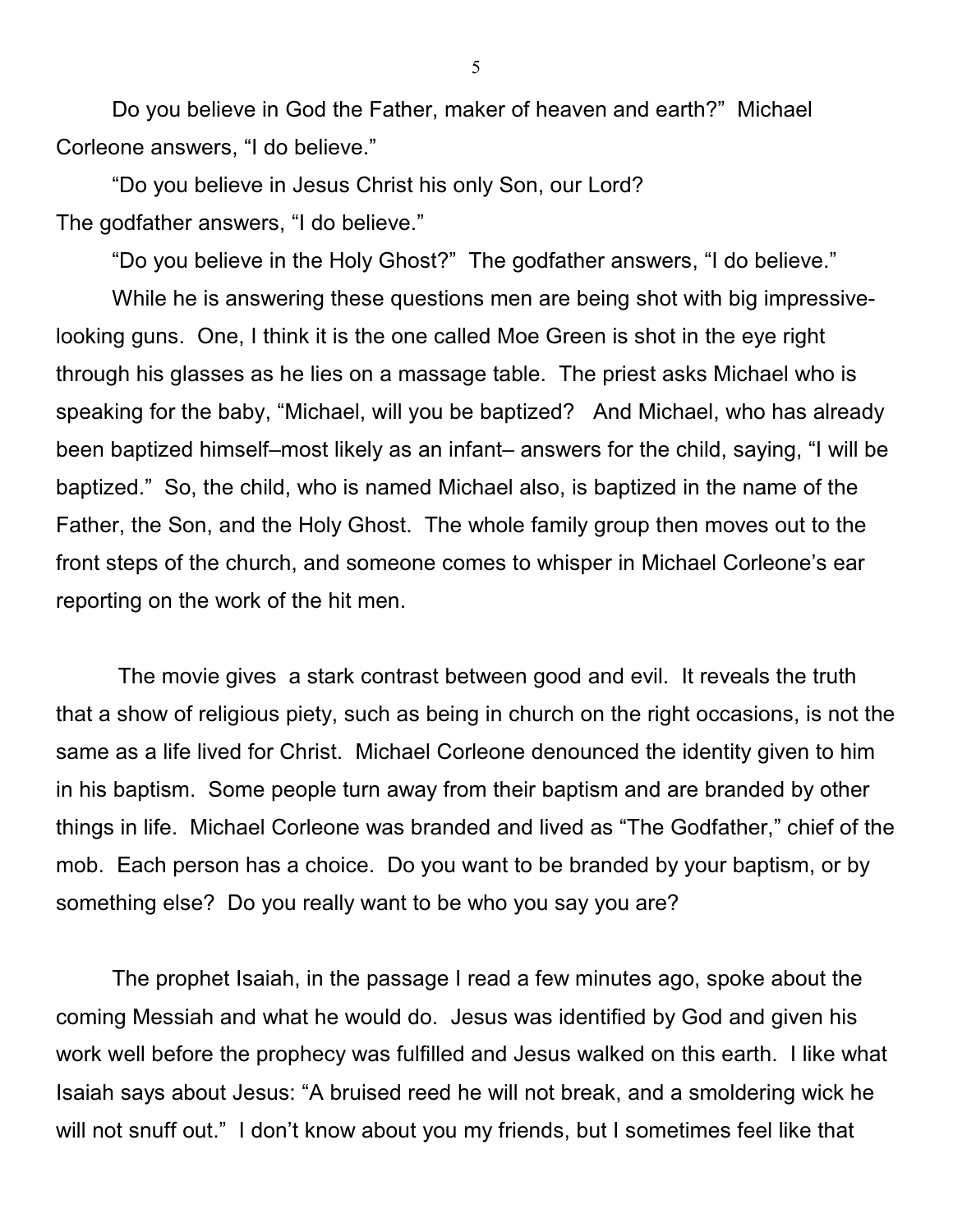Do you believe in God the Father, maker of heaven and earth?" Michael Corleone answers, "I do believe."

"Do you believe in Jesus Christ his only Son, our Lord?
The godfather answers, "I do believe."

"Do you believe in the Holy Ghost?" The godfather answers, "I do believe."

While he is answering these questions men are being shot with big impressive-looking guns. One, I think it is the one called Moe Green is shot in the eye right through his glasses as he lies on a massage table. The priest asks Michael who is speaking for the baby, "Michael, will you be baptized? And Michael, who has already been baptized himself–most likely as an infant– answers for the child, saying, "I will be baptized." So, the child, who is named Michael also, is baptized in the name of the Father, the Son, and the Holy Ghost. The whole family group then moves out to the front steps of the church, and someone comes to whisper in Michael Corleone's ear reporting on the work of the hit men.

The movie gives a stark contrast between good and evil. It reveals the truth that a show of religious piety, such as being in church on the right occasions, is not the same as a life lived for Christ. Michael Corleone denounced the identity given to him in his baptism. Some people turn away from their baptism and are branded by other things in life. Michael Corleone was branded and lived as "The Godfather," chief of the mob. Each person has a choice. Do you want to be branded by your baptism, or by something else? Do you really want to be who you say you are?

The prophet Isaiah, in the passage I read a few minutes ago, spoke about the coming Messiah and what he would do. Jesus was identified by God and given his work well before the prophecy was fulfilled and Jesus walked on this earth. I like what Isaiah says about Jesus: "A bruised reed he will not break, and a smoldering wick he will not snuff out." I don't know about you my friends, but I sometimes feel like that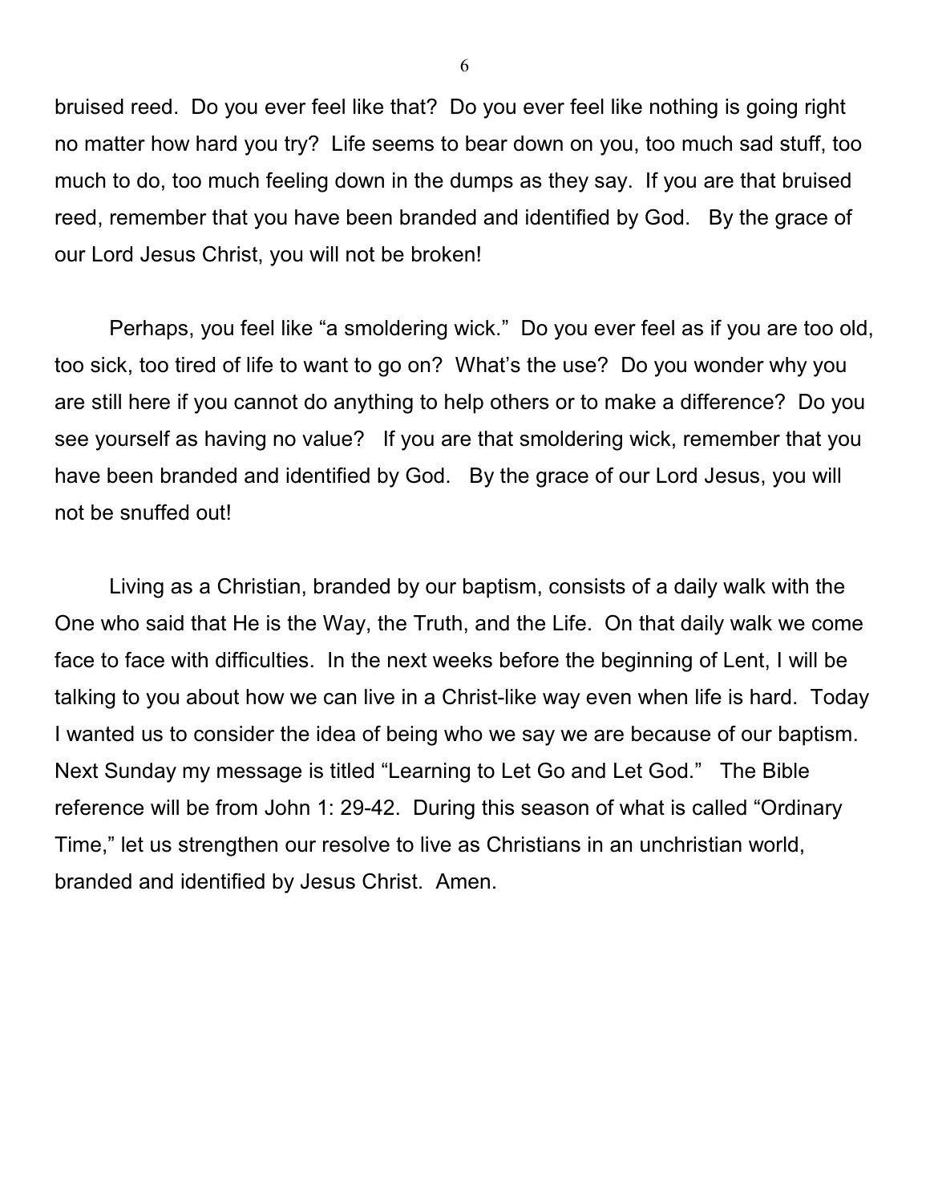bruised reed. Do you ever feel like that? Do you ever feel like nothing is going right no matter how hard you try? Life seems to bear down on you, too much sad stuff, too much to do, too much feeling down in the dumps as they say. If you are that bruised reed, remember that you have been branded and identified by God. By the grace of our Lord Jesus Christ, you will not be broken!

Perhaps, you feel like "a smoldering wick." Do you ever feel as if you are too old, too sick, too tired of life to want to go on? What's the use? Do you wonder why you are still here if you cannot do anything to help others or to make a difference? Do you see yourself as having no value? If you are that smoldering wick, remember that you have been branded and identified by God. By the grace of our Lord Jesus, you will not be snuffed out!

Living as a Christian, branded by our baptism, consists of a daily walk with the One who said that He is the Way, the Truth, and the Life. On that daily walk we come face to face with difficulties. In the next weeks before the beginning of Lent, I will be talking to you about how we can live in a Christ-like way even when life is hard. Today I wanted us to consider the idea of being who we say we are because of our baptism. Next Sunday my message is titled "Learning to Let Go and Let God." The Bible reference will be from John 1: 29-42. During this season of what is called "Ordinary Time," let us strengthen our resolve to live as Christians in an unchristian world, branded and identified by Jesus Christ. Amen.